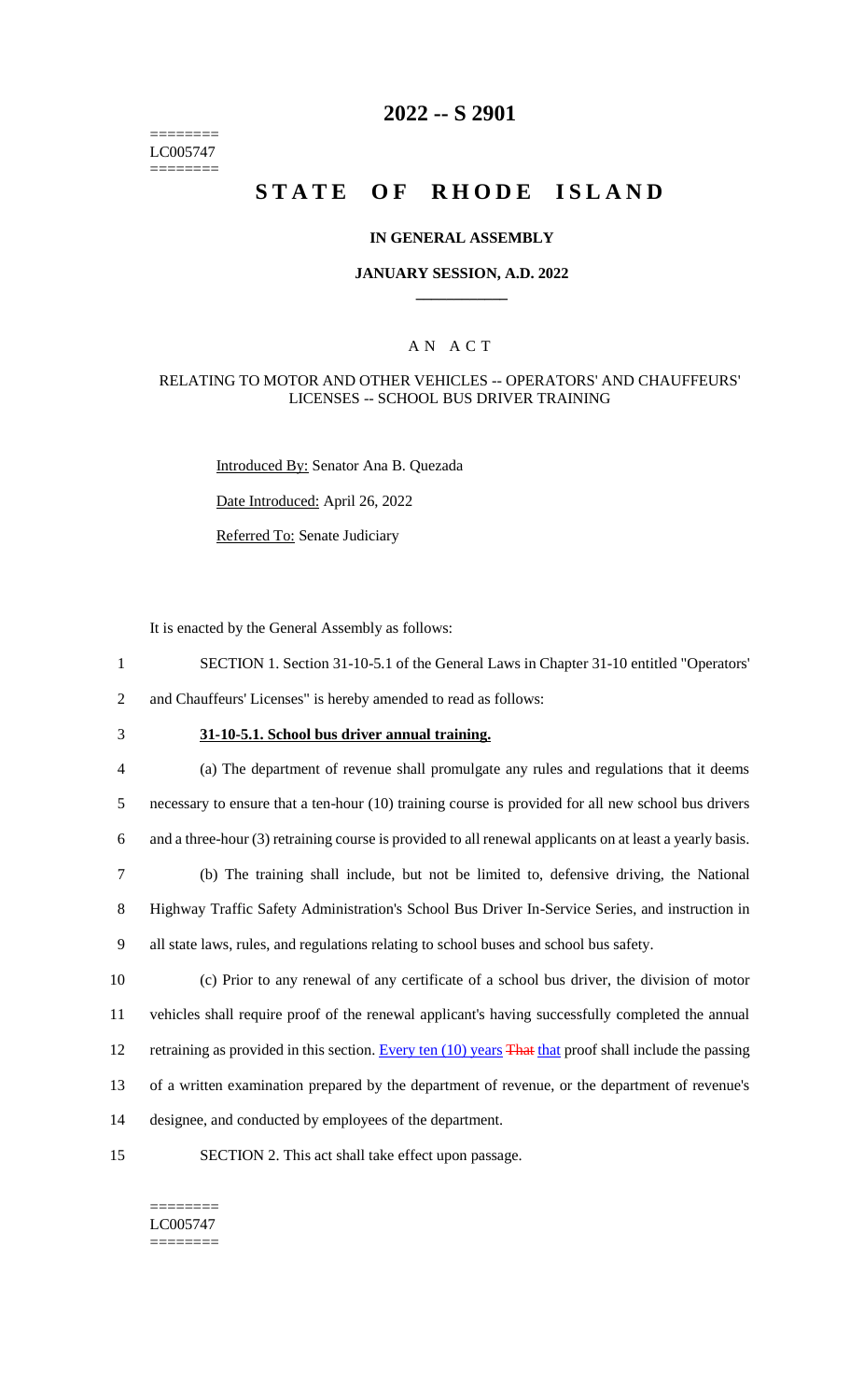========
LC005747
========

# 2022 -- S 2901

# STATE OF RHODE ISLAND

## IN GENERAL ASSEMBLY

### JANUARY SESSION, A.D. 2022

____________

## A N A C T

### RELATING TO MOTOR AND OTHER VEHICLES -- OPERATORS' AND CHAUFFEURS' LICENSES -- SCHOOL BUS DRIVER TRAINING

Introduced By: Senator Ana B. Quezada

Date Introduced: April 26, 2022

Referred To: Senate Judiciary

It is enacted by the General Assembly as follows:

1 SECTION 1. Section 31-10-5.1 of the General Laws in Chapter 31-10 entitled "Operators'
2 and Chauffeurs' Licenses" is hereby amended to read as follows:

3 **31-10-5.1. School bus driver annual training.**

4 (a) The department of revenue shall promulgate any rules and regulations that it deems
5 necessary to ensure that a ten-hour (10) training course is provided for all new school bus drivers
6 and a three-hour (3) retraining course is provided to all renewal applicants on at least a yearly basis.

7 (b) The training shall include, but not be limited to, defensive driving, the National
8 Highway Traffic Safety Administration's School Bus Driver In-Service Series, and instruction in
9 all state laws, rules, and regulations relating to school buses and school bus safety.

10 (c) Prior to any renewal of any certificate of a school bus driver, the division of motor
11 vehicles shall require proof of the renewal applicant's having successfully completed the annual
12 retraining as provided in this section. Every ten (10) years ~~That~~ that proof shall include the passing
13 of a written examination prepared by the department of revenue, or the department of revenue's
14 designee, and conducted by employees of the department.

15 SECTION 2. This act shall take effect upon passage.

========
LC005747
========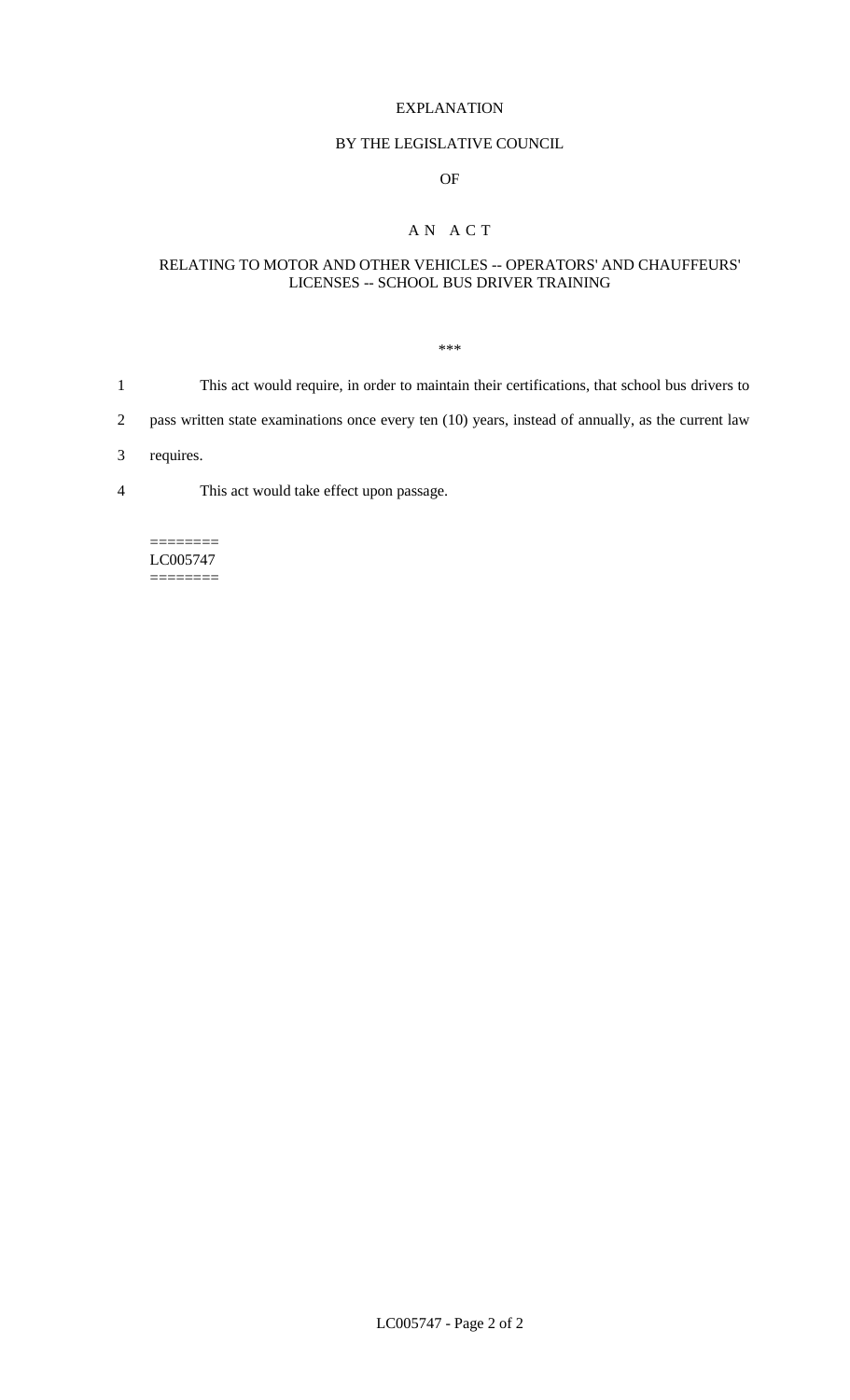EXPLANATION

BY THE LEGISLATIVE COUNCIL

OF

# A N A C T

RELATING TO MOTOR AND OTHER VEHICLES -- OPERATORS' AND CHAUFFEURS' LICENSES -- SCHOOL BUS DRIVER TRAINING

\*\*\*

1 This act would require, in order to maintain their certifications, that school bus drivers to
2 pass written state examinations once every ten (10) years, instead of annually, as the current law
3 requires.
4 This act would take effect upon passage.

========
LC005747
========